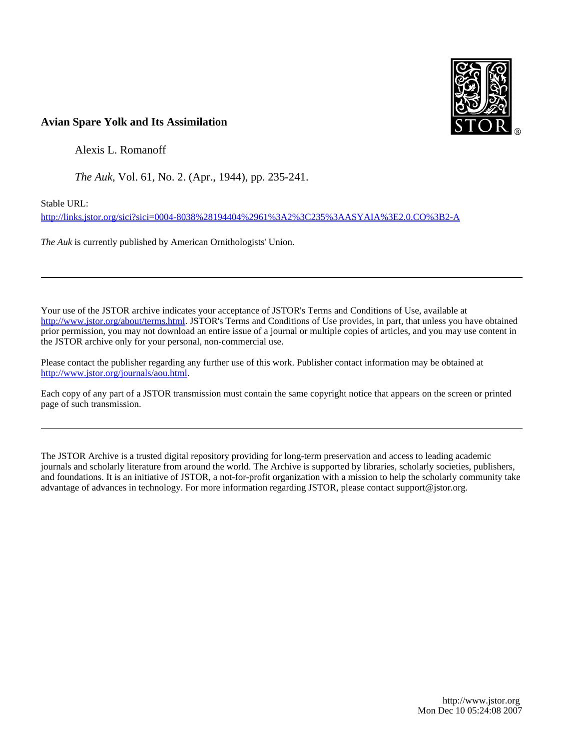**Avian Spare Yolk and Its Assimilation**

Alexis L. Romanoff

*The Auk*, Vol. 61, No. 2. (Apr., 1944), pp. 235-241.

Stable URL:

http://links.jstor.org/sici?sici=0004-8038%28194404%2961%3A2%3C235%3AASYAIA%3E2.0.CO%3B2-A

*The Auk* is currently published by American Ornithologists' Union.

---

Your use of the JSTOR archive indicates your acceptance of JSTOR's Terms and Conditions of Use, available at http://www.jstor.org/about/terms.html. JSTOR's Terms and Conditions of Use provides, in part, that unless you have obtained prior permission, you may not download an entire issue of a journal or multiple copies of articles, and you may use content in the JSTOR archive only for your personal, non-commercial use.

Please contact the publisher regarding any further use of this work. Publisher contact information may be obtained at http://www.jstor.org/journals/aou.html.

Each copy of any part of a JSTOR transmission must contain the same copyright notice that appears on the screen or printed page of such transmission.

---

The JSTOR Archive is a trusted digital repository providing for long-term preservation and access to leading academic journals and scholarly literature from around the world. The Archive is supported by libraries, scholarly societies, publishers, and foundations. It is an initiative of JSTOR, a not-for-profit organization with a mission to help the scholarly community take advantage of advances in technology. For more information regarding JSTOR, please contact support@jstor.org.

http://www.jstor.org
Mon Dec 10 05:24:08 2007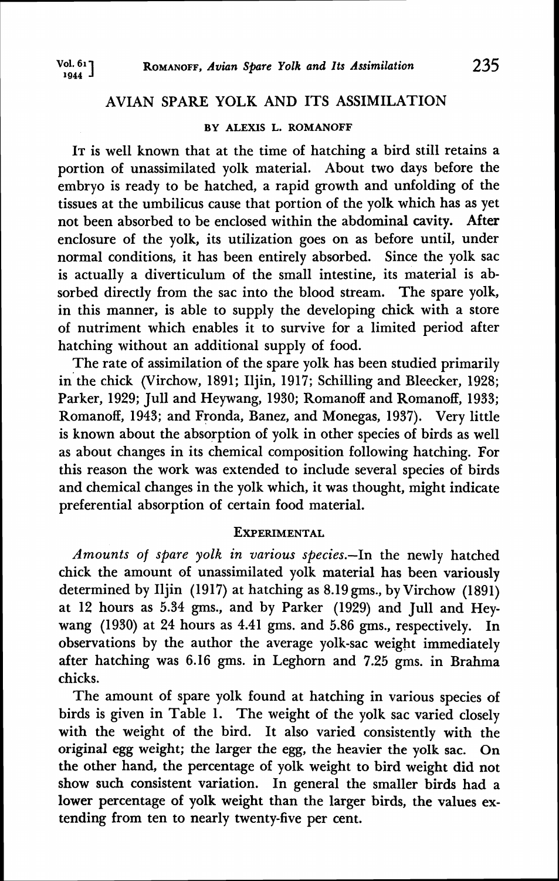## AVIAN SPARE YOLK AND ITS ASSIMILATION

BY ALEXIS L. ROMANOFF

It is well known that at the time of hatching a bird still retains a portion of unassimilated yolk material. About two days before the embryo is ready to be hatched, a rapid growth and unfolding of the tissues at the umbilicus cause that portion of the yolk which has as yet not been absorbed to be enclosed within the abdominal cavity. After enclosure of the yolk, its utilization goes on as before until, under normal conditions, it has been entirely absorbed. Since the yolk sac is actually a diverticulum of the small intestine, its material is absorbed directly from the sac into the blood stream. The spare yolk, in this manner, is able to supply the developing chick with a store of nutriment which enables it to survive for a limited period after hatching without an additional supply of food.

The rate of assimilation of the spare yolk has been studied primarily in the chick (Virchow, 1891; Iljin, 1917; Schilling and Bleecker, 1928; Parker, 1929; Jull and Heywang, 1930; Romanoff and Romanoff, 1933; Romanoff, 1943; and Fronda, Banez, and Monegas, 1937). Very little is known about the absorption of yolk in other species of birds as well as about changes in its chemical composition following hatching. For this reason the work was extended to include several species of birds and chemical changes in the yolk which, it was thought, might indicate preferential absorption of certain food material.

### EXPERIMENTAL

*Amounts of spare yolk in various species.*—In the newly hatched chick the amount of unassimilated yolk material has been variously determined by Iljin (1917) at hatching as 8.19 gms., by Virchow (1891) at 12 hours as 5.34 gms., and by Parker (1929) and Jull and Heywang (1930) at 24 hours as 4.41 gms. and 5.86 gms., respectively. In observations by the author the average yolk-sac weight immediately after hatching was 6.16 gms. in Leghorn and 7.25 gms. in Brahma chicks.

The amount of spare yolk found at hatching in various species of birds is given in Table 1. The weight of the yolk sac varied closely with the weight of the bird. It also varied consistently with the original egg weight; the larger the egg, the heavier the yolk sac. On the other hand, the percentage of yolk weight to bird weight did not show such consistent variation. In general the smaller birds had a lower percentage of yolk weight than the larger birds, the values extending from ten to nearly twenty-five per cent.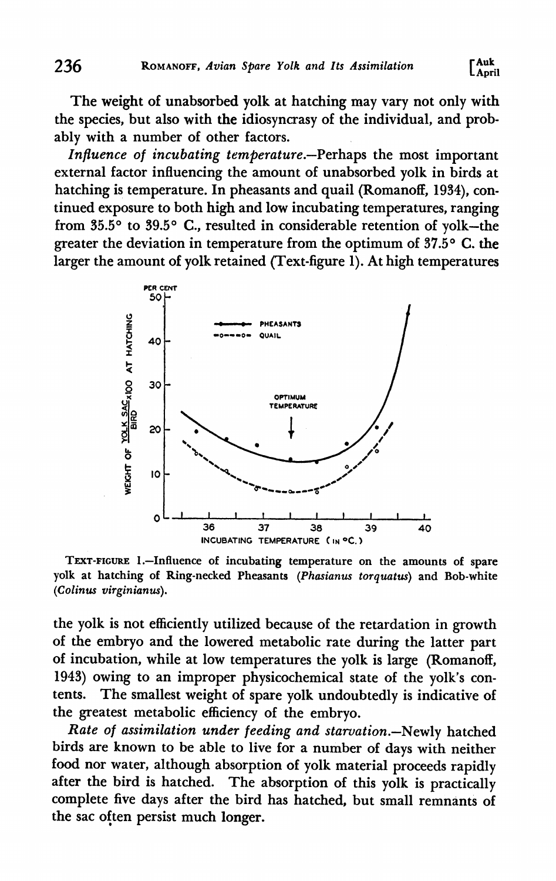The weight of unabsorbed yolk at hatching may vary not only with the species, but also with the idiosyncrasy of the individual, and probably with a number of other factors.

*Influence of incubating temperature.*—Perhaps the most important external factor influencing the amount of unabsorbed yolk in birds at hatching is temperature. In pheasants and quail (Romanoff, 1934), continued exposure to both high and low incubating temperatures, ranging from 35.5° to 39.5° C., resulted in considerable retention of yolk—the greater the deviation in temperature from the optimum of 37.5° C. the larger the amount of yolk retained (Text-figure 1). At high temperatures

TEXT-FIGURE 1.—Influence of incubating temperature on the amounts of spare yolk at hatching of Ring-necked Pheasants (*Phasianus torquatus*) and Bob-white (*Colinus virginianus*).

the yolk is not efficiently utilized because of the retardation in growth of the embryo and the lowered metabolic rate during the latter part of incubation, while at low temperatures the yolk is large (Romanoff, 1943) owing to an improper physicochemical state of the yolk's contents. The smallest weight of spare yolk undoubtedly is indicative of the greatest metabolic efficiency of the embryo.

*Rate of assimilation under feeding and starvation.*—Newly hatched birds are known to be able to live for a number of days with neither food nor water, although absorption of yolk material proceeds rapidly after the bird is hatched. The absorption of this yolk is practically complete five days after the bird has hatched, but small remnants of the sac often persist much longer.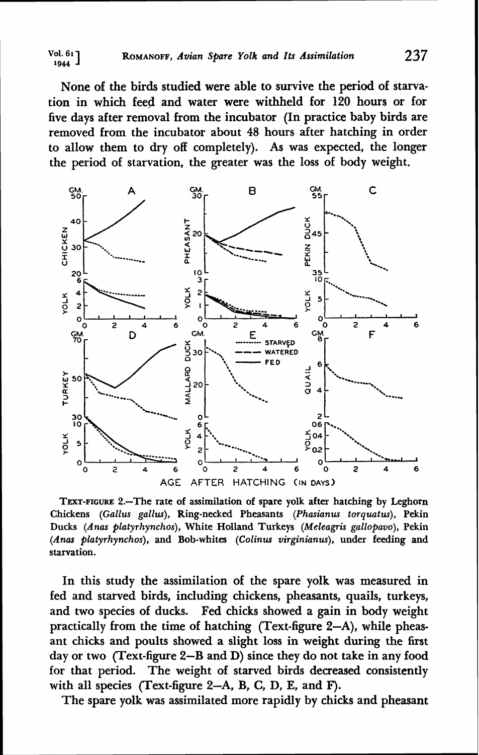None of the birds studied were able to survive the period of starvation in which feed and water were withheld for 120 hours or for five days after removal from the incubator (In practice baby birds are removed from the incubator about 48 hours after hatching in order to allow them to dry off completely). As was expected, the longer the period of starvation, the greater was the loss of body weight.

TEXT-FIGURE 2.—The rate of assimilation of spare yolk after hatching by Leghorn Chickens (*Gallus gallus*), Ring-necked Pheasants (*Phasianus torquatus*), Pekin Ducks (*Anas platyrhynchos*), White Holland Turkeys (*Meleagris gallopavo*), Pekin (*Anas platyrhynchos*), and Bob-whites (*Colinus virginianus*), under feeding and starvation.

In this study the assimilation of the spare yolk was measured in fed and starved birds, including chickens, pheasants, quails, turkeys, and two species of ducks. Fed chicks showed a gain in body weight practically from the time of hatching (Text-figure 2—A), while pheasant chicks and poults showed a slight loss in weight during the first day or two (Text-figure 2—B and D) since they do not take in any food for that period. The weight of starved birds decreased consistently with all species (Text-figure 2—A, B, C, D, E, and F).

The spare yolk was assimilated more rapidly by chicks and pheasant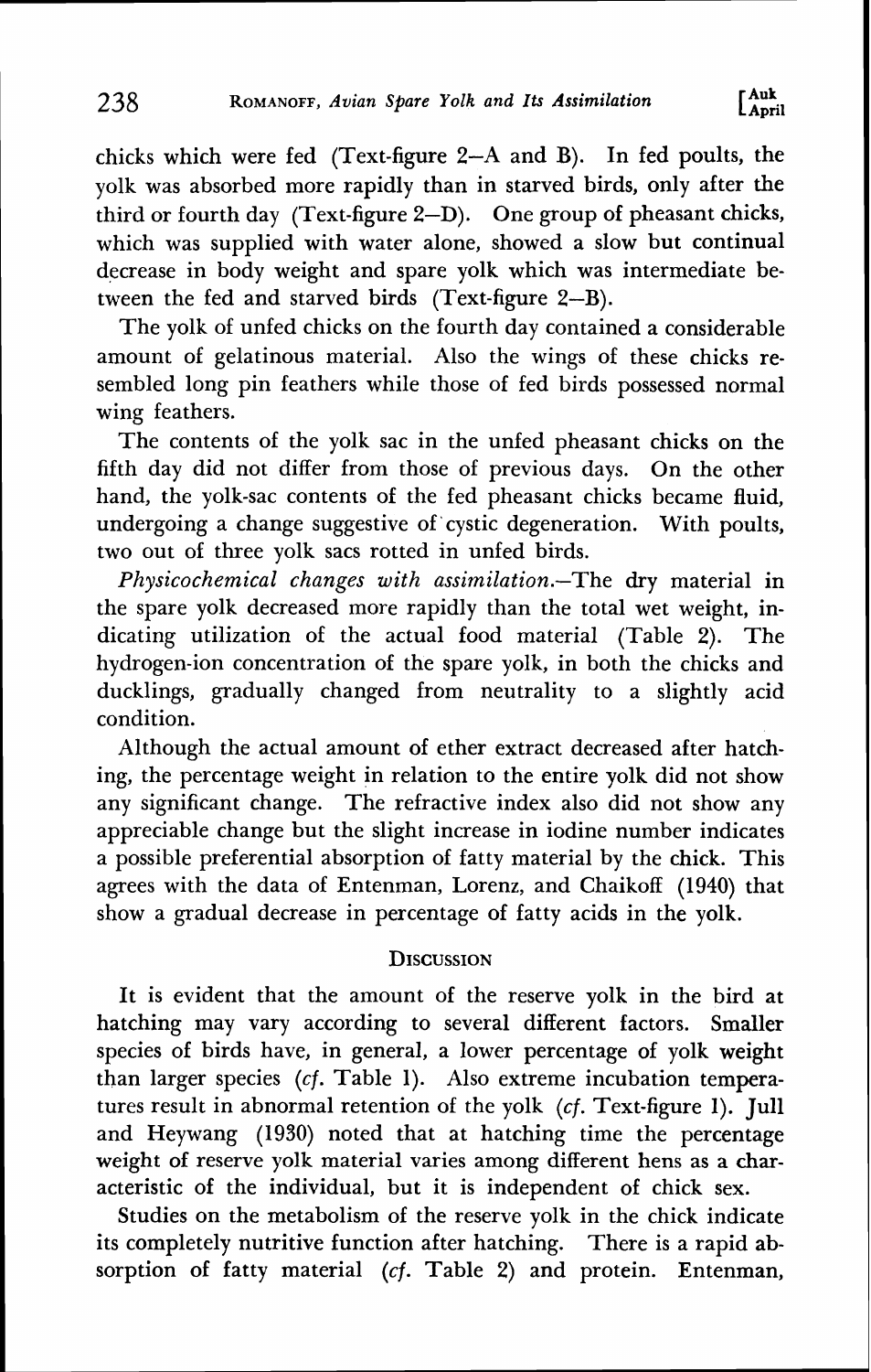chicks which were fed (Text-figure 2–A and B). In fed poults, the yolk was absorbed more rapidly than in starved birds, only after the third or fourth day (Text-figure 2–D). One group of pheasant chicks, which was supplied with water alone, showed a slow but continual decrease in body weight and spare yolk which was intermediate between the fed and starved birds (Text-figure 2–B).

The yolk of unfed chicks on the fourth day contained a considerable amount of gelatinous material. Also the wings of these chicks resembled long pin feathers while those of fed birds possessed normal wing feathers.

The contents of the yolk sac in the unfed pheasant chicks on the fifth day did not differ from those of previous days. On the other hand, the yolk-sac contents of the fed pheasant chicks became fluid, undergoing a change suggestive of cystic degeneration. With poults, two out of three yolk sacs rotted in unfed birds.

*Physicochemical changes with assimilation.*—The dry material in the spare yolk decreased more rapidly than the total wet weight, indicating utilization of the actual food material (Table 2). The hydrogen-ion concentration of the spare yolk, in both the chicks and ducklings, gradually changed from neutrality to a slightly acid condition.

Although the actual amount of ether extract decreased after hatching, the percentage weight in relation to the entire yolk did not show any significant change. The refractive index also did not show any appreciable change but the slight increase in iodine number indicates a possible preferential absorption of fatty material by the chick. This agrees with the data of Entenman, Lorenz, and Chaikoff (1940) that show a gradual decrease in percentage of fatty acids in the yolk.

## Discussion

It is evident that the amount of the reserve yolk in the bird at hatching may vary according to several different factors. Smaller species of birds have, in general, a lower percentage of yolk weight than larger species (*cf.* Table 1). Also extreme incubation temperatures result in abnormal retention of the yolk (*cf.* Text-figure 1). Jull and Heywang (1930) noted that at hatching time the percentage weight of reserve yolk material varies among different hens as a characteristic of the individual, but it is independent of chick sex.

Studies on the metabolism of the reserve yolk in the chick indicate its completely nutritive function after hatching. There is a rapid absorption of fatty material (*cf.* Table 2) and protein. Entenman,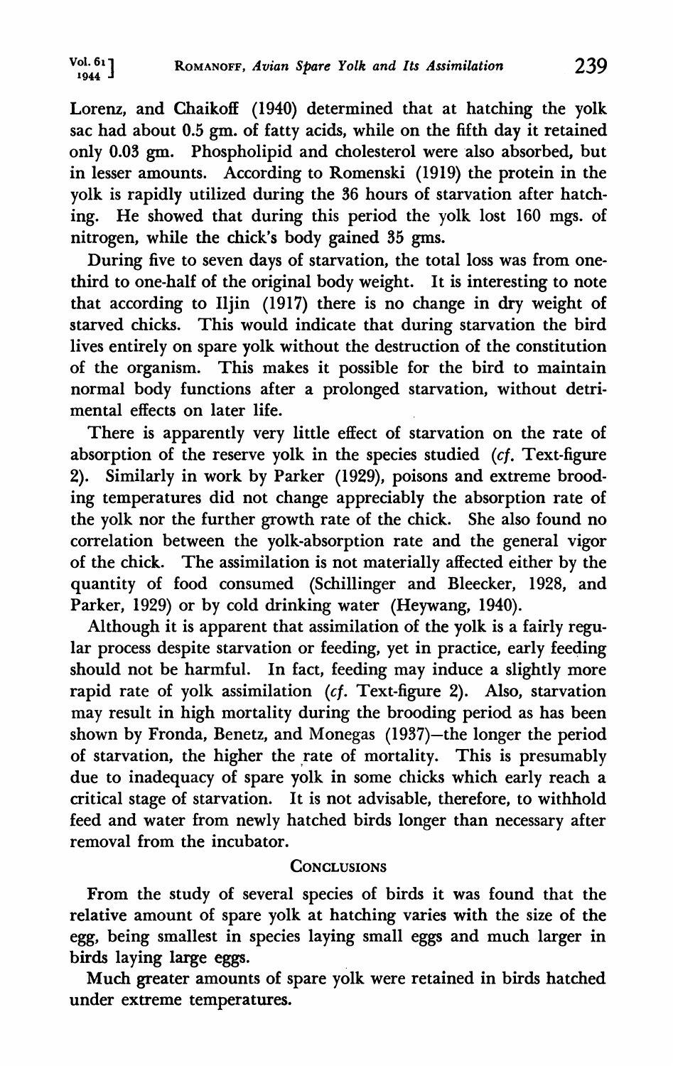Lorenz, and Chaikoff (1940) determined that at hatching the yolk sac had about 0.5 gm. of fatty acids, while on the fifth day it retained only 0.03 gm. Phospholipid and cholesterol were also absorbed, but in lesser amounts. According to Romenski (1919) the protein in the yolk is rapidly utilized during the 36 hours of starvation after hatching. He showed that during this period the yolk lost 160 mgs. of nitrogen, while the chick's body gained 35 gms.

During five to seven days of starvation, the total loss was from one-third to one-half of the original body weight. It is interesting to note that according to Iljin (1917) there is no change in dry weight of starved chicks. This would indicate that during starvation the bird lives entirely on spare yolk without the destruction of the constitution of the organism. This makes it possible for the bird to maintain normal body functions after a prolonged starvation, without detrimental effects on later life.

There is apparently very little effect of starvation on the rate of absorption of the reserve yolk in the species studied (*cf.* Text-figure 2). Similarly in work by Parker (1929), poisons and extreme brooding temperatures did not change appreciably the absorption rate of the yolk nor the further growth rate of the chick. She also found no correlation between the yolk-absorption rate and the general vigor of the chick. The assimilation is not materially affected either by the quantity of food consumed (Schillinger and Bleecker, 1928, and Parker, 1929) or by cold drinking water (Heywang, 1940).

Although it is apparent that assimilation of the yolk is a fairly regular process despite starvation or feeding, yet in practice, early feeding should not be harmful. In fact, feeding may induce a slightly more rapid rate of yolk assimilation (*cf.* Text-figure 2). Also, starvation may result in high mortality during the brooding period as has been shown by Fronda, Benetz, and Monegas (1937)—the longer the period of starvation, the higher the rate of mortality. This is presumably due to inadequacy of spare yolk in some chicks which early reach a critical stage of starvation. It is not advisable, therefore, to withhold feed and water from newly hatched birds longer than necessary after removal from the incubator.

## Conclusions

From the study of several species of birds it was found that the relative amount of spare yolk at hatching varies with the size of the egg, being smallest in species laying small eggs and much larger in birds laying large eggs.

Much greater amounts of spare yolk were retained in birds hatched under extreme temperatures.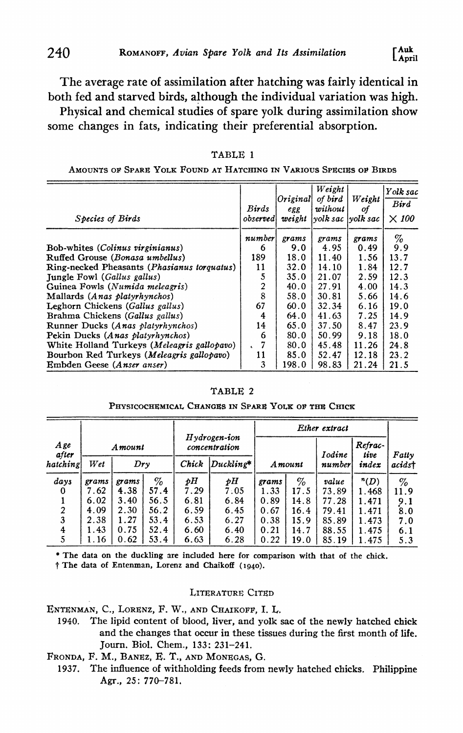The average rate of assimilation after hatching was fairly identical in both fed and starved birds, although the individual variation was high.

Physical and chemical studies of spare yolk during assimilation show some changes in fats, indicating their preferential absorption.

TABLE 1

AMOUNTS OF SPARE YOLK FOUND AT HATCHING IN VARIOUS SPECIES OF BIRDS

| Species of Birds | Birds observed | Original egg weight | Weight of bird without yolk sac | Weight of yolk sac | Yolk sac / Bird × 100 |
|---|---|---|---|---|---|
| | number | grams | grams | grams | % |
| Bob-whites (*Colinus virginianus*) | 6 | 9.0 | 4.95 | 0.49 | 9.9 |
| Ruffed Grouse (*Bonasa umbellus*) | 189 | 18.0 | 11.40 | 1.56 | 13.7 |
| Ring-necked Pheasants (*Phasianus torquatus*) | 11 | 32.0 | 14.10 | 1.84 | 12.7 |
| Jungle Fowl (*Gallus gallus*) | 5 | 35.0 | 21.07 | 2.59 | 12.3 |
| Guinea Fowls (*Numida meleagris*) | 2 | 40.0 | 27.91 | 4.00 | 14.3 |
| Mallards (*Anas platyrhynchos*) | 8 | 58.0 | 30.81 | 5.66 | 14.6 |
| Leghorn Chickens (*Gallus gallus*) | 67 | 60.0 | 32.34 | 6.16 | 19.0 |
| Brahma Chickens (*Gallus gallus*) | 4 | 64.0 | 41.63 | 7.25 | 14.9 |
| Runner Ducks (*Anas platyrhynchos*) | 14 | 65.0 | 37.50 | 8.47 | 23.9 |
| Pekin Ducks (*Anas platyrhynchos*) | 6 | 80.0 | 50.99 | 9.18 | 18.0 |
| White Holland Turkeys (*Meleagris gallopavo*) | 7 | 80.0 | 45.48 | 11.26 | 24.8 |
| Bourbon Red Turkeys (*Meleagris gallopavo*) | 11 | 85.0 | 52.47 | 12.18 | 23.2 |
| Embden Geese (*Anser anser*) | 3 | 198.0 | 98.83 | 21.24 | 21.5 |

TABLE 2

PHYSICOCHEMICAL CHANGES IN SPARE YOLK OF THE CHICK

| Age after hatching | Amount | | | Hydrogen-ion concentration | | Ether extract | | | | Fatty acids† |
|---|---|---|---|---|---|---|---|---|---|---|
| | Wet | Dry | | Chick | Duckling* | Amount | | Iodine number | Refractive index | |
| days | grams | grams | % | pH | pH | grams | % | value | $^{n}(D)$ | % |
| 0 | 7.62 | 4.38 | 57.4 | 7.29 | 7.05 | 1.33 | 17.5 | 73.89 | 1.468 | 11.9 |
| 1 | 6.02 | 3.40 | 56.5 | 6.81 | 6.84 | 0.89 | 14.8 | 77.28 | 1.471 | 9.1 |
| 2 | 4.09 | 2.30 | 56.2 | 6.59 | 6.45 | 0.67 | 16.4 | 79.41 | 1.471 | 8.0 |
| 3 | 2.38 | 1.27 | 53.4 | 6.53 | 6.27 | 0.38 | 15.9 | 85.89 | 1.473 | 7.0 |
| 4 | 1.43 | 0.75 | 52.4 | 6.60 | 6.40 | 0.21 | 14.7 | 88.55 | 1.475 | 6.1 |
| 5 | 1.16 | 0.62 | 53.4 | 6.63 | 6.28 | 0.22 | 19.0 | 85.19 | 1.475 | 5.3 |

\* The data on the duckling are included here for comparison with that of the chick.

† The data of Entenman, Lorenz and Chaikoff (1940).

## LITERATURE CITED

ENTENMAN, C., LORENZ, F. W., AND CHAIKOFF, I. L.

1940. The lipid content of blood, liver, and yolk sac of the newly hatched chick and the changes that occur in these tissues during the first month of life. Journ. Biol. Chem., 133: 231–241.

FRONDA, F. M., BANEZ, E. T., AND MONEGAS, G.

1937. The influence of withholding feeds from newly hatched chicks. Philippine Agr., 25: 770–781.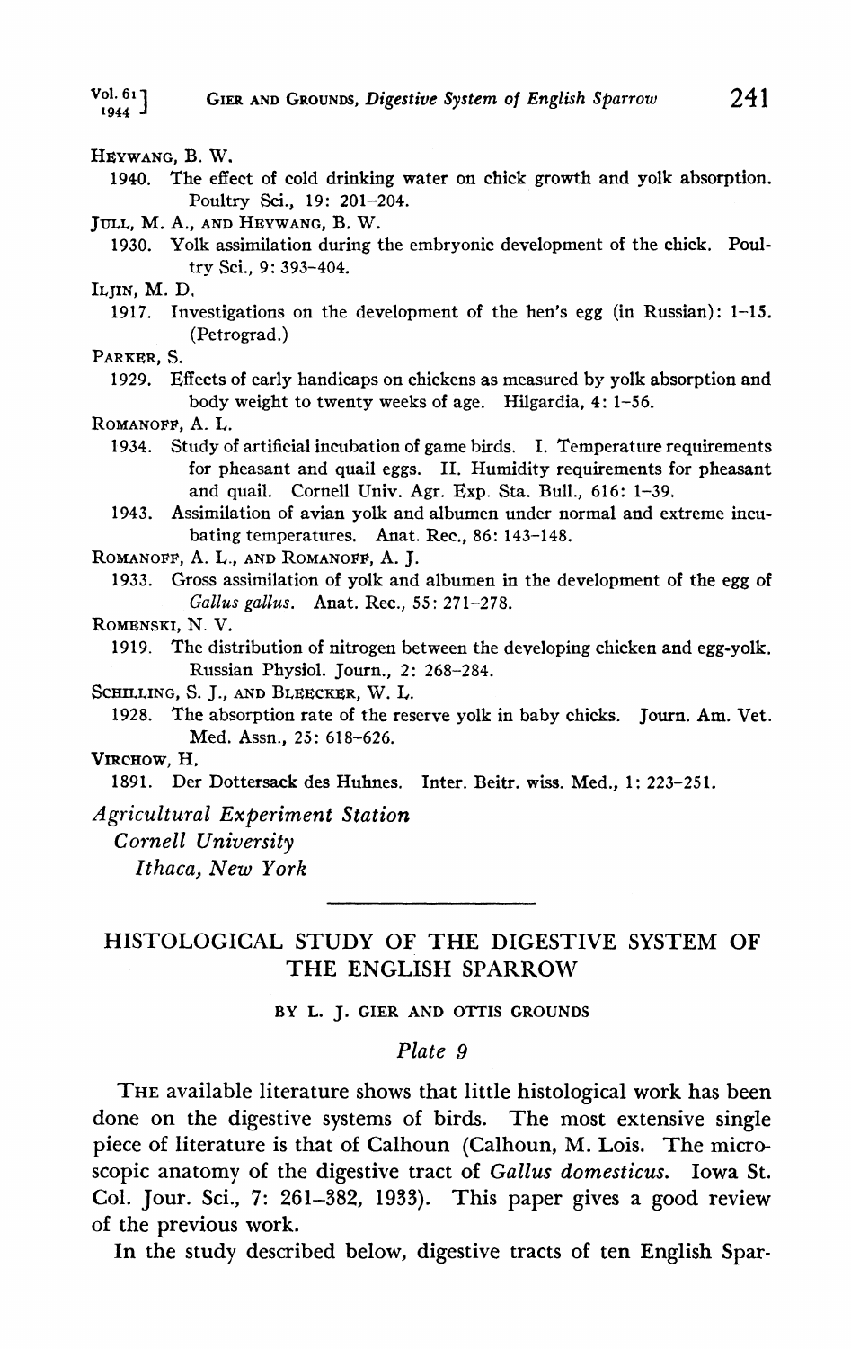HEYWANG, B. W.

1940. The effect of cold drinking water on chick growth and yolk absorption. Poultry Sci., 19: 201–204.

JULL, M. A., AND HEYWANG, B. W.

1930. Yolk assimilation during the embryonic development of the chick. Poultry Sci., 9: 393–404.

ILJIN, M. D.

1917. Investigations on the development of the hen's egg (in Russian): 1–15. (Petrograd.)

PARKER, S.

1929. Effects of early handicaps on chickens as measured by yolk absorption and body weight to twenty weeks of age. Hilgardia, 4: 1–56.

ROMANOFF, A. L.

1934. Study of artificial incubation of game birds. I. Temperature requirements for pheasant and quail eggs. II. Humidity requirements for pheasant and quail. Cornell Univ. Agr. Exp. Sta. Bull., 616: 1–39.

1943. Assimilation of avian yolk and albumen under normal and extreme incubating temperatures. Anat. Rec., 86: 143–148.

ROMANOFF, A. L., AND ROMANOFF, A. J.

1933. Gross assimilation of yolk and albumen in the development of the egg of *Gallus gallus*. Anat. Rec., 55: 271–278.

ROMENSKI, N. V.

1919. The distribution of nitrogen between the developing chicken and egg-yolk. Russian Physiol. Journ., 2: 268–284.

SCHILLING, S. J., AND BLEECKER, W. L.

1928. The absorption rate of the reserve yolk in baby chicks. Journ. Am. Vet. Med. Assn., 25: 618–626.

VIRCHOW, H.

1891. Der Dottersack des Huhnes. Inter. Beitr. wiss. Med., 1: 223–251.

*Agricultural Experiment Station*
*Cornell University*
*Ithaca, New York*

---

# HISTOLOGICAL STUDY OF THE DIGESTIVE SYSTEM OF THE ENGLISH SPARROW

BY L. J. GIER AND OTTIS GROUNDS

*Plate 9*

THE available literature shows that little histological work has been done on the digestive systems of birds. The most extensive single piece of literature is that of Calhoun (Calhoun, M. Lois. The microscopic anatomy of the digestive tract of *Gallus domesticus*. Iowa St. Col. Jour. Sci., 7: 261–382, 1933). This paper gives a good review of the previous work.

In the study described below, digestive tracts of ten English Spar-